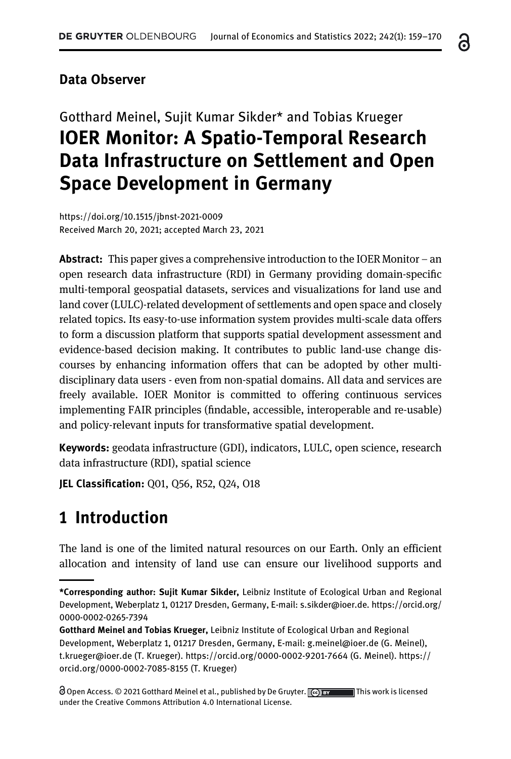**Data Observer**

Gotthard Meinel, Sujit Kumar Sikder* and Tobias Krueger

# IOER Monitor: A Spatio-Temporal Research Data Infrastructure on Settlement and Open Space Development in Germany

https://doi.org/10.1515/jbnst-2021-0009
Received March 20, 2021; accepted March 23, 2021

**Abstract:** This paper gives a comprehensive introduction to the IOER Monitor – an open research data infrastructure (RDI) in Germany providing domain-specific multi-temporal geospatial datasets, services and visualizations for land use and land cover (LULC)-related development of settlements and open space and closely related topics. Its easy-to-use information system provides multi-scale data offers to form a discussion platform that supports spatial development assessment and evidence-based decision making. It contributes to public land-use change discourses by enhancing information offers that can be adopted by other multi-disciplinary data users - even from non-spatial domains. All data and services are freely available. IOER Monitor is committed to offering continuous services implementing FAIR principles (findable, accessible, interoperable and re-usable) and policy-relevant inputs for transformative spatial development.

**Keywords:** geodata infrastructure (GDI), indicators, LULC, open science, research data infrastructure (RDI), spatial science

**JEL Classification:** Q01, Q56, R52, Q24, O18

## 1 Introduction

The land is one of the limited natural resources on our Earth. Only an efficient allocation and intensity of land use can ensure our livelihood supports and

---

***Corresponding author: Sujit Kumar Sikder,** Leibniz Institute of Ecological Urban and Regional Development, Weberplatz 1, 01217 Dresden, Germany, E-mail: s.sikder@ioer.de. https://orcid.org/0000-0002-0265-7394

**Gotthard Meinel and Tobias Krueger,** Leibniz Institute of Ecological Urban and Regional Development, Weberplatz 1, 01217 Dresden, Germany, E-mail: g.meinel@ioer.de (G. Meinel), t.krueger@ioer.de (T. Krueger). https://orcid.org/0000-0002-9201-7664 (G. Meinel). https://orcid.org/0000-0002-7085-8155 (T. Krueger)

Open Access. © 2021 Gotthard Meinel et al., published by De Gruyter. This work is licensed under the Creative Commons Attribution 4.0 International License.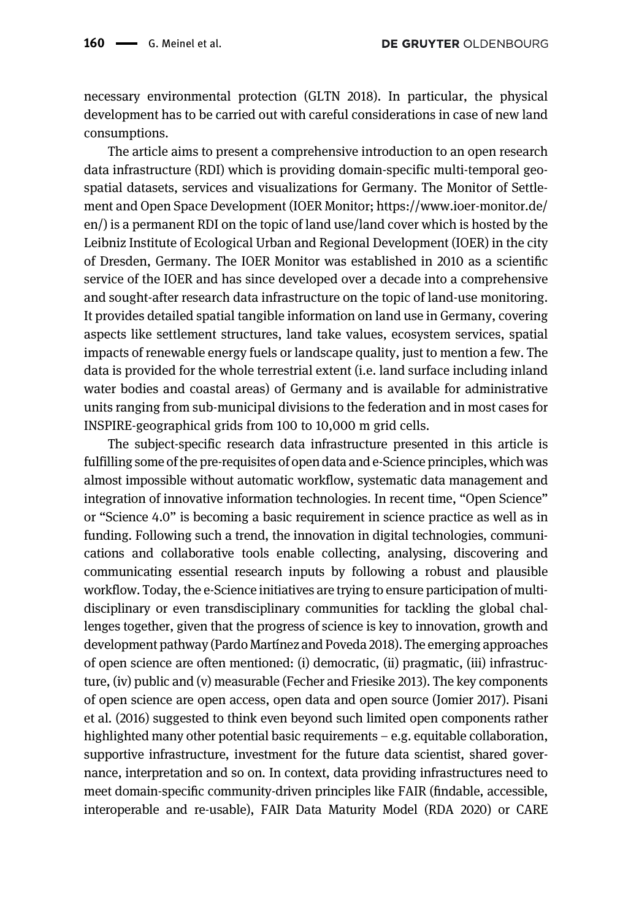necessary environmental protection (GLTN 2018). In particular, the physical development has to be carried out with careful considerations in case of new land consumptions.

The article aims to present a comprehensive introduction to an open research data infrastructure (RDI) which is providing domain-specific multi-temporal geospatial datasets, services and visualizations for Germany. The Monitor of Settlement and Open Space Development (IOER Monitor; https://www.ioer-monitor.de/en/) is a permanent RDI on the topic of land use/land cover which is hosted by the Leibniz Institute of Ecological Urban and Regional Development (IOER) in the city of Dresden, Germany. The IOER Monitor was established in 2010 as a scientific service of the IOER and has since developed over a decade into a comprehensive and sought-after research data infrastructure on the topic of land-use monitoring. It provides detailed spatial tangible information on land use in Germany, covering aspects like settlement structures, land take values, ecosystem services, spatial impacts of renewable energy fuels or landscape quality, just to mention a few. The data is provided for the whole terrestrial extent (i.e. land surface including inland water bodies and coastal areas) of Germany and is available for administrative units ranging from sub-municipal divisions to the federation and in most cases for INSPIRE-geographical grids from 100 to 10,000 m grid cells.

The subject-specific research data infrastructure presented in this article is fulfilling some of the pre-requisites of open data and e-Science principles, which was almost impossible without automatic workflow, systematic data management and integration of innovative information technologies. In recent time, "Open Science" or "Science 4.0" is becoming a basic requirement in science practice as well as in funding. Following such a trend, the innovation in digital technologies, communications and collaborative tools enable collecting, analysing, discovering and communicating essential research inputs by following a robust and plausible workflow. Today, the e-Science initiatives are trying to ensure participation of multi-disciplinary or even transdisciplinary communities for tackling the global challenges together, given that the progress of science is key to innovation, growth and development pathway (Pardo Martínez and Poveda 2018). The emerging approaches of open science are often mentioned: (i) democratic, (ii) pragmatic, (iii) infrastructure, (iv) public and (v) measurable (Fecher and Friesike 2013). The key components of open science are open access, open data and open source (Jomier 2017). Pisani et al. (2016) suggested to think even beyond such limited open components rather highlighted many other potential basic requirements – e.g. equitable collaboration, supportive infrastructure, investment for the future data scientist, shared governance, interpretation and so on. In context, data providing infrastructures need to meet domain-specific community-driven principles like FAIR (findable, accessible, interoperable and re-usable), FAIR Data Maturity Model (RDA 2020) or CARE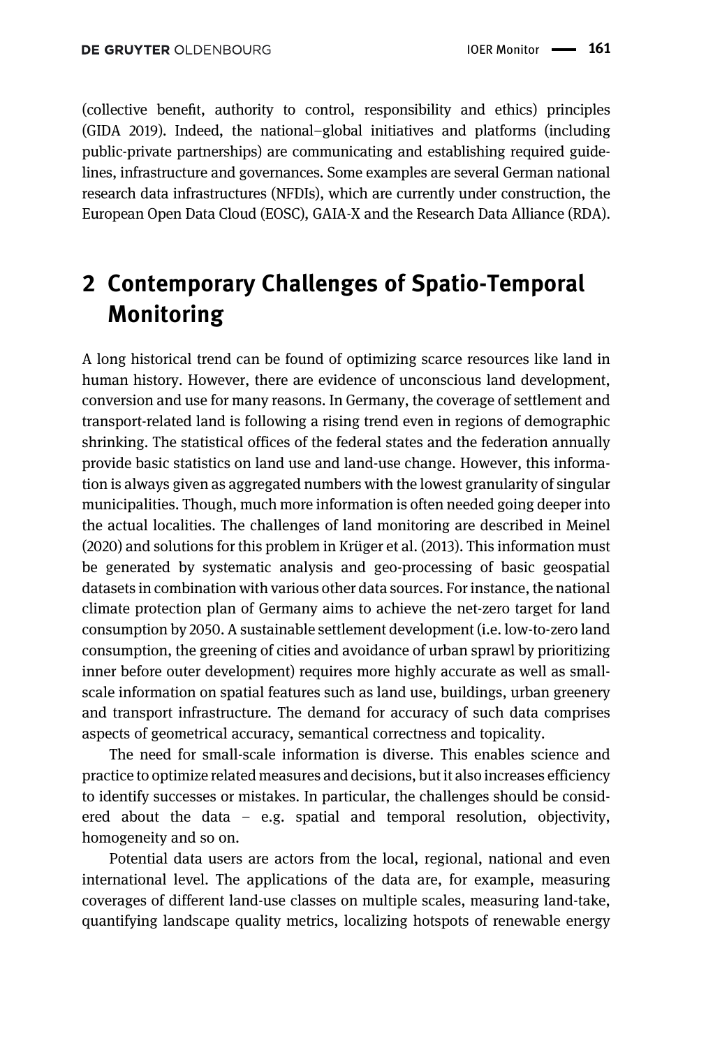(collective benefit, authority to control, responsibility and ethics) principles (GIDA 2019). Indeed, the national–global initiatives and platforms (including public-private partnerships) are communicating and establishing required guidelines, infrastructure and governances. Some examples are several German national research data infrastructures (NFDIs), which are currently under construction, the European Open Data Cloud (EOSC), GAIA-X and the Research Data Alliance (RDA).

## 2 Contemporary Challenges of Spatio-Temporal Monitoring

A long historical trend can be found of optimizing scarce resources like land in human history. However, there are evidence of unconscious land development, conversion and use for many reasons. In Germany, the coverage of settlement and transport-related land is following a rising trend even in regions of demographic shrinking. The statistical offices of the federal states and the federation annually provide basic statistics on land use and land-use change. However, this information is always given as aggregated numbers with the lowest granularity of singular municipalities. Though, much more information is often needed going deeper into the actual localities. The challenges of land monitoring are described in Meinel (2020) and solutions for this problem in Krüger et al. (2013). This information must be generated by systematic analysis and geo-processing of basic geospatial datasets in combination with various other data sources. For instance, the national climate protection plan of Germany aims to achieve the net-zero target for land consumption by 2050. A sustainable settlement development (i.e. low-to-zero land consumption, the greening of cities and avoidance of urban sprawl by prioritizing inner before outer development) requires more highly accurate as well as small-scale information on spatial features such as land use, buildings, urban greenery and transport infrastructure. The demand for accuracy of such data comprises aspects of geometrical accuracy, semantical correctness and topicality.

The need for small-scale information is diverse. This enables science and practice to optimize related measures and decisions, but it also increases efficiency to identify successes or mistakes. In particular, the challenges should be considered about the data – e.g. spatial and temporal resolution, objectivity, homogeneity and so on.

Potential data users are actors from the local, regional, national and even international level. The applications of the data are, for example, measuring coverages of different land-use classes on multiple scales, measuring land-take, quantifying landscape quality metrics, localizing hotspots of renewable energy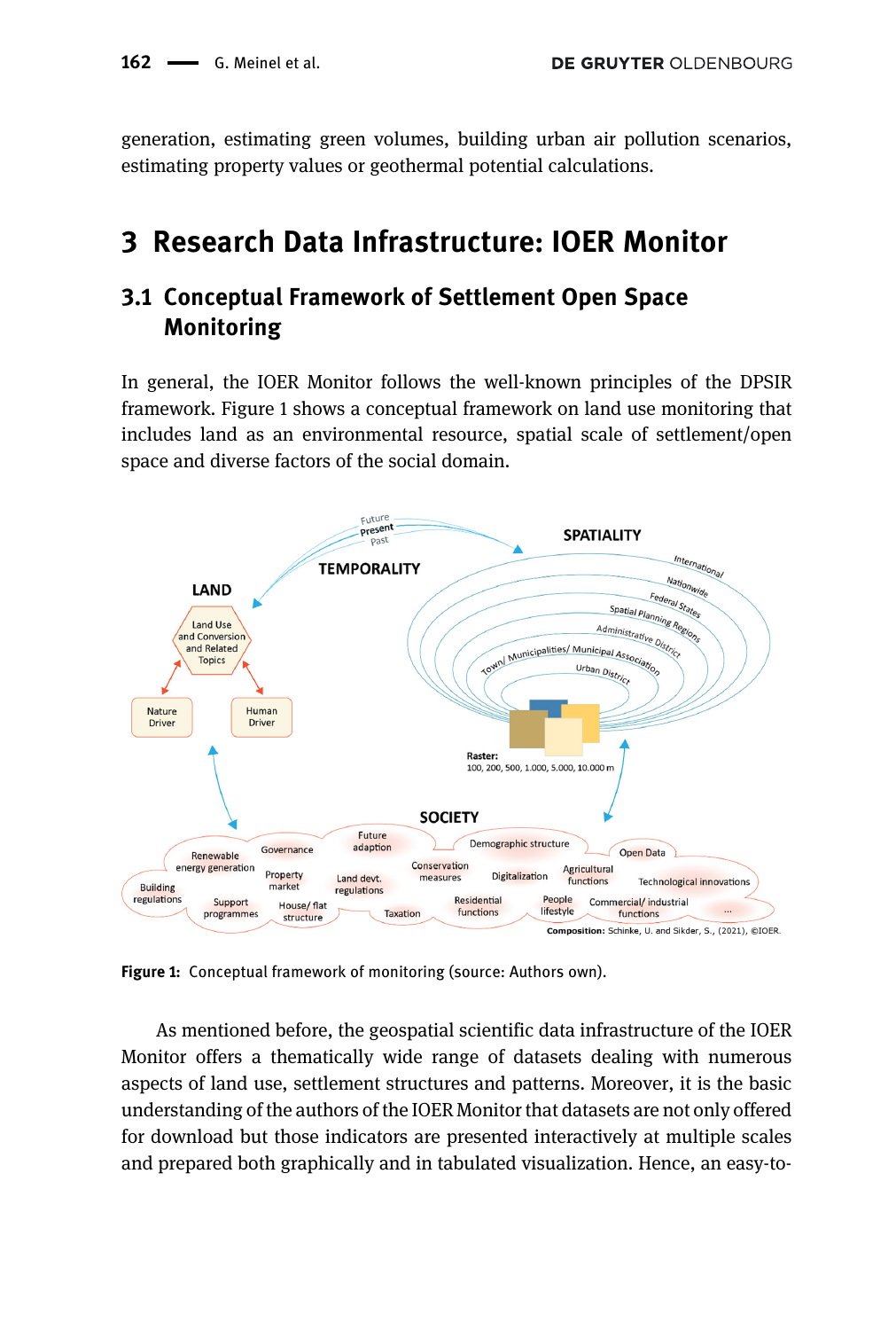generation, estimating green volumes, building urban air pollution scenarios, estimating property values or geothermal potential calculations.

# 3 Research Data Infrastructure: IOER Monitor

## 3.1 Conceptual Framework of Settlement Open Space Monitoring

In general, the IOER Monitor follows the well-known principles of the DPSIR framework. Figure 1 shows a conceptual framework on land use monitoring that includes land as an environmental resource, spatial scale of settlement/open space and diverse factors of the social domain.

Future
Present
Past
TEMPORALITY
SPATIALITY
LAND
Land Use and Conversion and Related Topics
Nature Driver
Human Driver
International
Nationwide
Federal States
Spatial Planning Regions
Administrative District
Town/ Municipalities/ Municipal Association
Urban District
Raster:
100, 200, 500, 1.000, 5.000, 10.000 m
SOCIETY
Renewable energy generation
Governance
Future adaption
Demographic structure
Open Data
Building regulations
Property market
Land devt. regulations
Conservation measures
Digitalization
Agricultural functions
Technological innovations
Support programmes
House/ flat structure
Taxation
Residential functions
People lifestyle
Commercial/ industrial functions
...
Composition: Schinke, U. and Sikder, S., (2021), ©IOER.

**Figure 1:** Conceptual framework of monitoring (source: Authors own).

As mentioned before, the geospatial scientific data infrastructure of the IOER Monitor offers a thematically wide range of datasets dealing with numerous aspects of land use, settlement structures and patterns. Moreover, it is the basic understanding of the authors of the IOER Monitor that datasets are not only offered for download but those indicators are presented interactively at multiple scales and prepared both graphically and in tabulated visualization. Hence, an easy-to-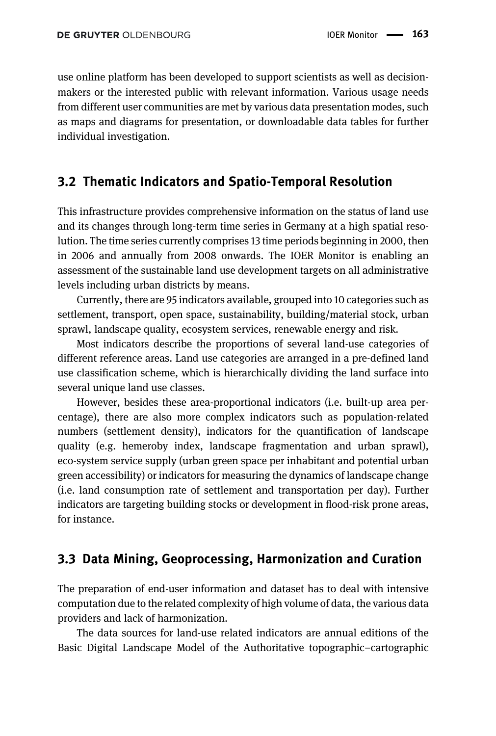use online platform has been developed to support scientists as well as decision-makers or the interested public with relevant information. Various usage needs from different user communities are met by various data presentation modes, such as maps and diagrams for presentation, or downloadable data tables for further individual investigation.

## 3.2 Thematic Indicators and Spatio-Temporal Resolution

This infrastructure provides comprehensive information on the status of land use and its changes through long-term time series in Germany at a high spatial resolution. The time series currently comprises 13 time periods beginning in 2000, then in 2006 and annually from 2008 onwards. The IOER Monitor is enabling an assessment of the sustainable land use development targets on all administrative levels including urban districts by means.

Currently, there are 95 indicators available, grouped into 10 categories such as settlement, transport, open space, sustainability, building/material stock, urban sprawl, landscape quality, ecosystem services, renewable energy and risk.

Most indicators describe the proportions of several land-use categories of different reference areas. Land use categories are arranged in a pre-defined land use classification scheme, which is hierarchically dividing the land surface into several unique land use classes.

However, besides these area-proportional indicators (i.e. built-up area percentage), there are also more complex indicators such as population-related numbers (settlement density), indicators for the quantification of landscape quality (e.g. hemeroby index, landscape fragmentation and urban sprawl), eco-system service supply (urban green space per inhabitant and potential urban green accessibility) or indicators for measuring the dynamics of landscape change (i.e. land consumption rate of settlement and transportation per day). Further indicators are targeting building stocks or development in flood-risk prone areas, for instance.

## 3.3 Data Mining, Geoprocessing, Harmonization and Curation

The preparation of end-user information and dataset has to deal with intensive computation due to the related complexity of high volume of data, the various data providers and lack of harmonization.

The data sources for land-use related indicators are annual editions of the Basic Digital Landscape Model of the Authoritative topographic–cartographic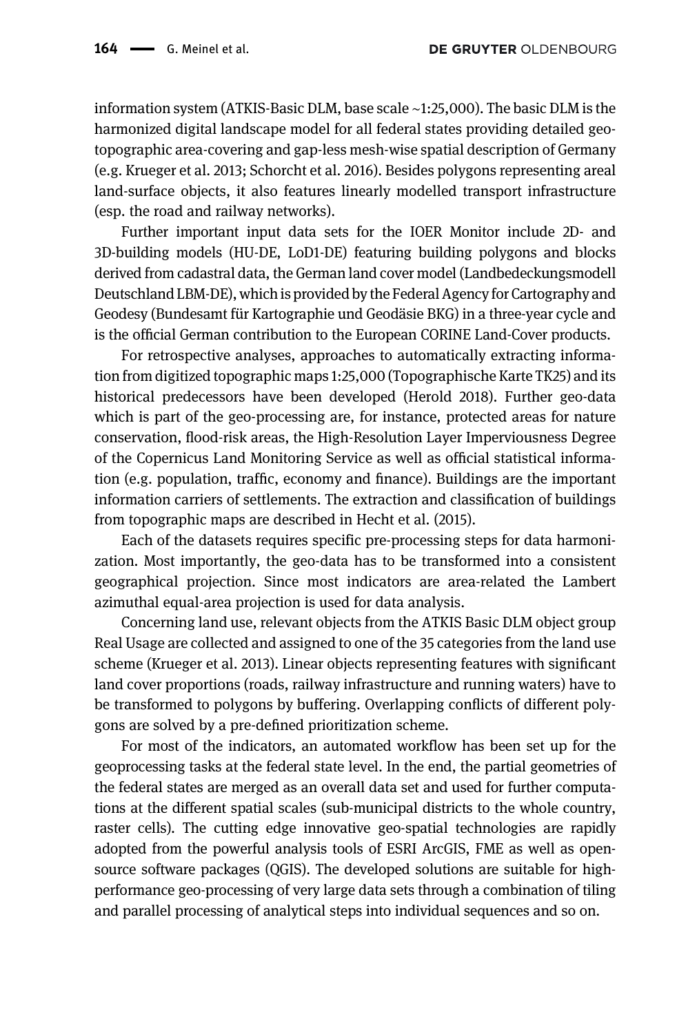information system (ATKIS-Basic DLM, base scale ~1:25,000). The basic DLM is the harmonized digital landscape model for all federal states providing detailed geo-topographic area-covering and gap-less mesh-wise spatial description of Germany (e.g. Krueger et al. 2013; Schorcht et al. 2016). Besides polygons representing areal land-surface objects, it also features linearly modelled transport infrastructure (esp. the road and railway networks).

Further important input data sets for the IOER Monitor include 2D- and 3D-building models (HU-DE, LoD1-DE) featuring building polygons and blocks derived from cadastral data, the German land cover model (Landbedeckungsmodell Deutschland LBM-DE), which is provided by the Federal Agency for Cartography and Geodesy (Bundesamt für Kartographie und Geodäsie BKG) in a three-year cycle and is the official German contribution to the European CORINE Land-Cover products.

For retrospective analyses, approaches to automatically extracting information from digitized topographic maps 1:25,000 (Topographische Karte TK25) and its historical predecessors have been developed (Herold 2018). Further geo-data which is part of the geo-processing are, for instance, protected areas for nature conservation, flood-risk areas, the High-Resolution Layer Imperviousness Degree of the Copernicus Land Monitoring Service as well as official statistical information (e.g. population, traffic, economy and finance). Buildings are the important information carriers of settlements. The extraction and classification of buildings from topographic maps are described in Hecht et al. (2015).

Each of the datasets requires specific pre-processing steps for data harmonization. Most importantly, the geo-data has to be transformed into a consistent geographical projection. Since most indicators are area-related the Lambert azimuthal equal-area projection is used for data analysis.

Concerning land use, relevant objects from the ATKIS Basic DLM object group Real Usage are collected and assigned to one of the 35 categories from the land use scheme (Krueger et al. 2013). Linear objects representing features with significant land cover proportions (roads, railway infrastructure and running waters) have to be transformed to polygons by buffering. Overlapping conflicts of different polygons are solved by a pre-defined prioritization scheme.

For most of the indicators, an automated workflow has been set up for the geoprocessing tasks at the federal state level. In the end, the partial geometries of the federal states are merged as an overall data set and used for further computations at the different spatial scales (sub-municipal districts to the whole country, raster cells). The cutting edge innovative geo-spatial technologies are rapidly adopted from the powerful analysis tools of ESRI ArcGIS, FME as well as open-source software packages (QGIS). The developed solutions are suitable for high-performance geo-processing of very large data sets through a combination of tiling and parallel processing of analytical steps into individual sequences and so on.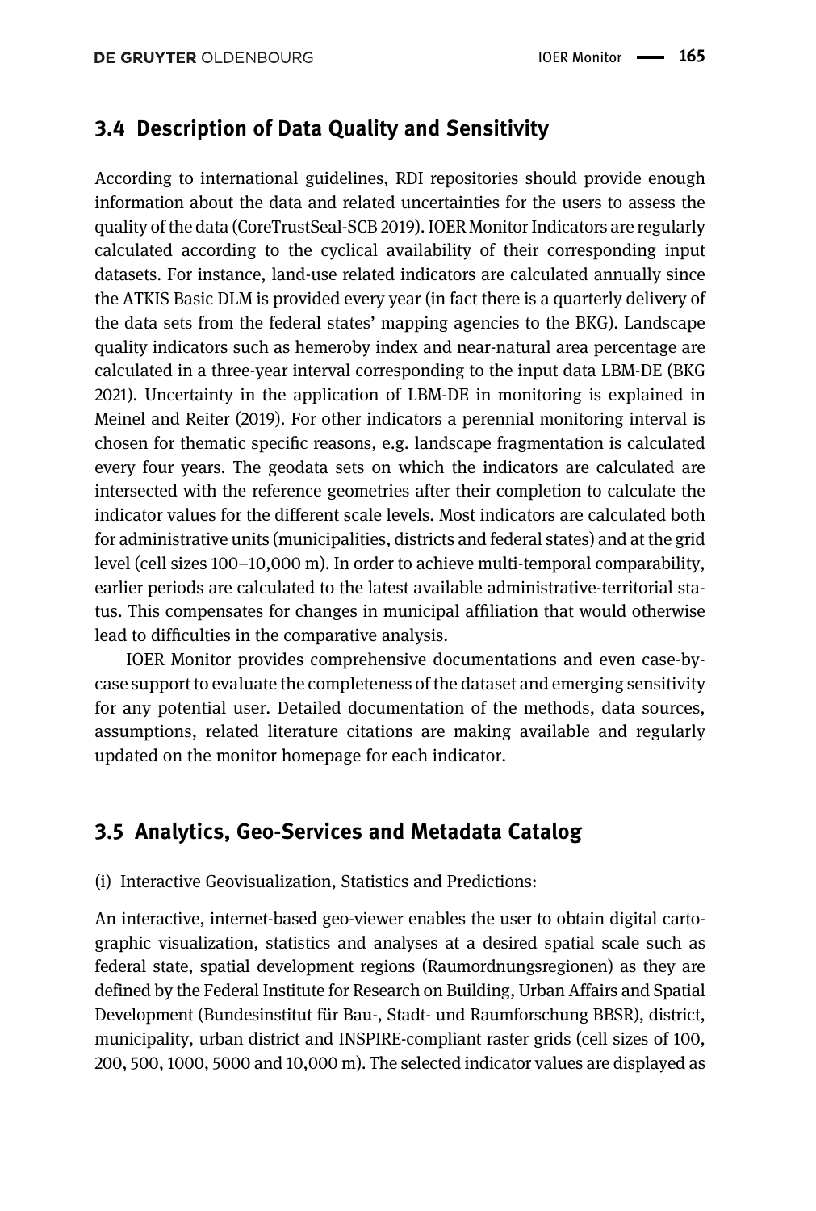## 3.4 Description of Data Quality and Sensitivity

According to international guidelines, RDI repositories should provide enough information about the data and related uncertainties for the users to assess the quality of the data (CoreTrustSeal-SCB 2019). IOER Monitor Indicators are regularly calculated according to the cyclical availability of their corresponding input datasets. For instance, land-use related indicators are calculated annually since the ATKIS Basic DLM is provided every year (in fact there is a quarterly delivery of the data sets from the federal states' mapping agencies to the BKG). Landscape quality indicators such as hemeroby index and near-natural area percentage are calculated in a three-year interval corresponding to the input data LBM-DE (BKG 2021). Uncertainty in the application of LBM-DE in monitoring is explained in Meinel and Reiter (2019). For other indicators a perennial monitoring interval is chosen for thematic specific reasons, e.g. landscape fragmentation is calculated every four years. The geodata sets on which the indicators are calculated are intersected with the reference geometries after their completion to calculate the indicator values for the different scale levels. Most indicators are calculated both for administrative units (municipalities, districts and federal states) and at the grid level (cell sizes 100–10,000 m). In order to achieve multi-temporal comparability, earlier periods are calculated to the latest available administrative-territorial status. This compensates for changes in municipal affiliation that would otherwise lead to difficulties in the comparative analysis.

IOER Monitor provides comprehensive documentations and even case-by-case support to evaluate the completeness of the dataset and emerging sensitivity for any potential user. Detailed documentation of the methods, data sources, assumptions, related literature citations are making available and regularly updated on the monitor homepage for each indicator.

## 3.5 Analytics, Geo-Services and Metadata Catalog

(i) Interactive Geovisualization, Statistics and Predictions:

An interactive, internet-based geo-viewer enables the user to obtain digital cartographic visualization, statistics and analyses at a desired spatial scale such as federal state, spatial development regions (Raumordnungsregionen) as they are defined by the Federal Institute for Research on Building, Urban Affairs and Spatial Development (Bundesinstitut für Bau-, Stadt- und Raumforschung BBSR), district, municipality, urban district and INSPIRE-compliant raster grids (cell sizes of 100, 200, 500, 1000, 5000 and 10,000 m). The selected indicator values are displayed as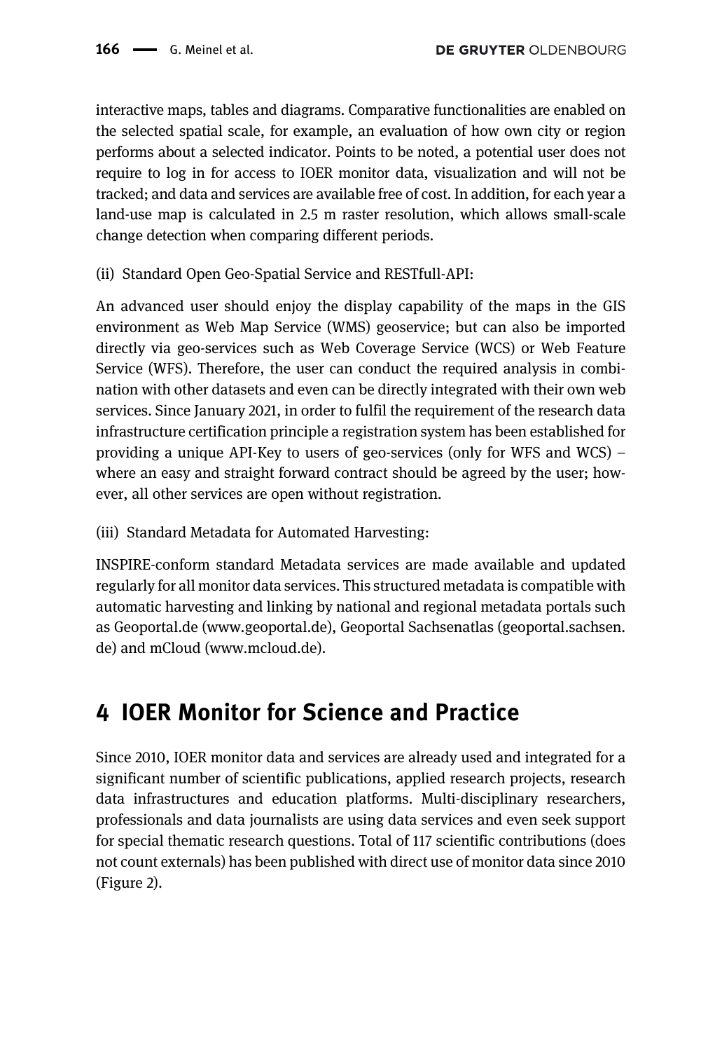interactive maps, tables and diagrams. Comparative functionalities are enabled on the selected spatial scale, for example, an evaluation of how own city or region performs about a selected indicator. Points to be noted, a potential user does not require to log in for access to IOER monitor data, visualization and will not be tracked; and data and services are available free of cost. In addition, for each year a land-use map is calculated in 2.5 m raster resolution, which allows small-scale change detection when comparing different periods.

(ii) Standard Open Geo-Spatial Service and RESTfull-API:

An advanced user should enjoy the display capability of the maps in the GIS environment as Web Map Service (WMS) geoservice; but can also be imported directly via geo-services such as Web Coverage Service (WCS) or Web Feature Service (WFS). Therefore, the user can conduct the required analysis in combination with other datasets and even can be directly integrated with their own web services. Since January 2021, in order to fulfil the requirement of the research data infrastructure certification principle a registration system has been established for providing a unique API-Key to users of geo-services (only for WFS and WCS) – where an easy and straight forward contract should be agreed by the user; however, all other services are open without registration.

(iii) Standard Metadata for Automated Harvesting:

INSPIRE-conform standard Metadata services are made available and updated regularly for all monitor data services. This structured metadata is compatible with automatic harvesting and linking by national and regional metadata portals such as Geoportal.de (www.geoportal.de), Geoportal Sachsenatlas (geoportal.sachsen.de) and mCloud (www.mcloud.de).

## 4 IOER Monitor for Science and Practice

Since 2010, IOER monitor data and services are already used and integrated for a significant number of scientific publications, applied research projects, research data infrastructures and education platforms. Multi-disciplinary researchers, professionals and data journalists are using data services and even seek support for special thematic research questions. Total of 117 scientific contributions (does not count externals) has been published with direct use of monitor data since 2010 (Figure 2).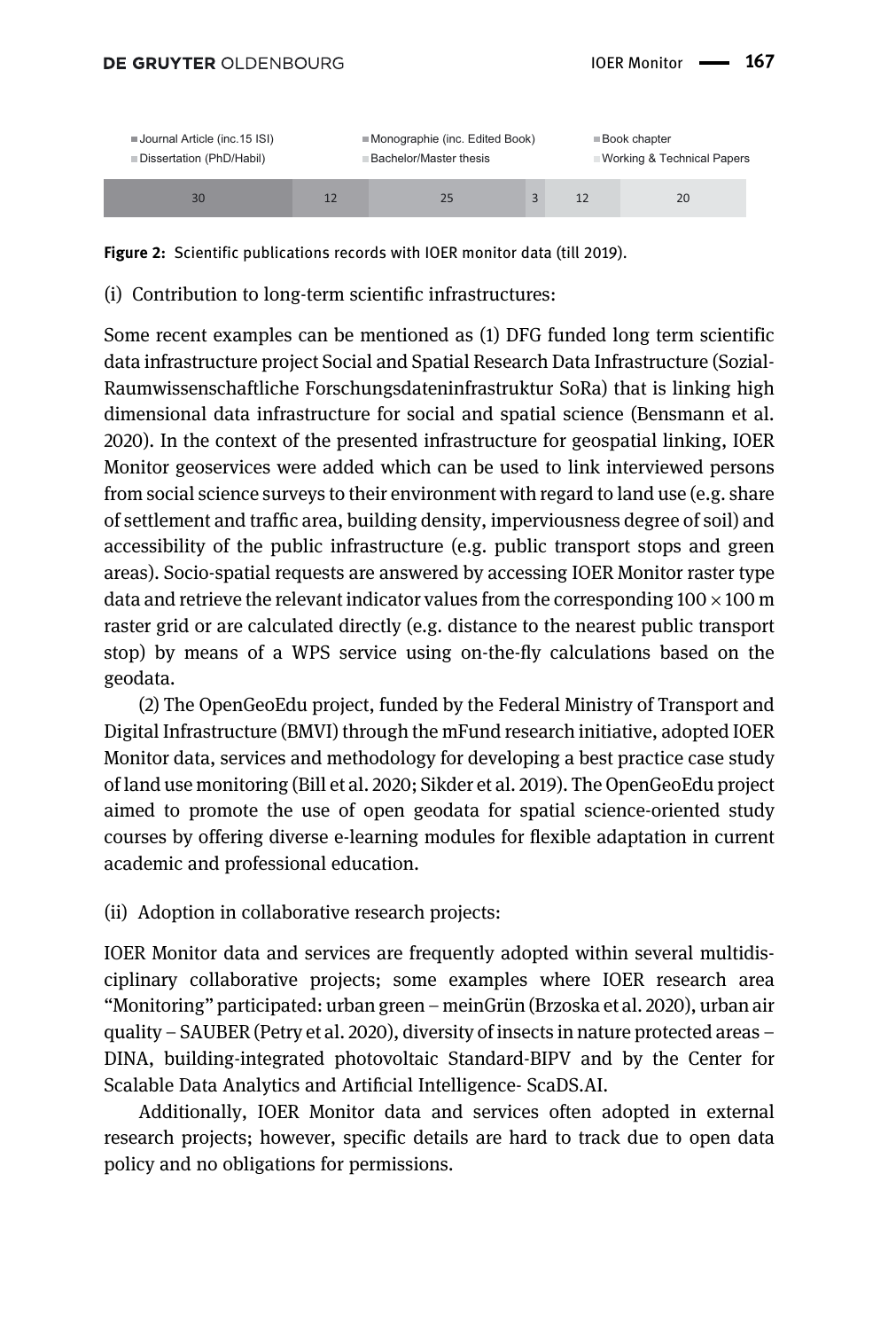Journal Article (inc.15 ISI)
Monographie (inc. Edited Book)
Book chapter
Dissertation (PhD/Habil)
Bachelor/Master thesis
Working & Technical Papers

30
12
25
3
12
20

**Figure 2:** Scientific publications records with IOER monitor data (till 2019).

(i) Contribution to long-term scientific infrastructures:

Some recent examples can be mentioned as (1) DFG funded long term scientific data infrastructure project Social and Spatial Research Data Infrastructure (Sozial-Raumwissenschaftliche Forschungsdateninfrastruktur SoRa) that is linking high dimensional data infrastructure for social and spatial science (Bensmann et al. 2020). In the context of the presented infrastructure for geospatial linking, IOER Monitor geoservices were added which can be used to link interviewed persons from social science surveys to their environment with regard to land use (e.g. share of settlement and traffic area, building density, imperviousness degree of soil) and accessibility of the public infrastructure (e.g. public transport stops and green areas). Socio-spatial requests are answered by accessing IOER Monitor raster type data and retrieve the relevant indicator values from the corresponding $100 \times 100$ m raster grid or are calculated directly (e.g. distance to the nearest public transport stop) by means of a WPS service using on-the-fly calculations based on the geodata.

(2) The OpenGeoEdu project, funded by the Federal Ministry of Transport and Digital Infrastructure (BMVI) through the mFund research initiative, adopted IOER Monitor data, services and methodology for developing a best practice case study of land use monitoring (Bill et al. 2020; Sikder et al. 2019). The OpenGeoEdu project aimed to promote the use of open geodata for spatial science-oriented study courses by offering diverse e-learning modules for flexible adaptation in current academic and professional education.

(ii) Adoption in collaborative research projects:

IOER Monitor data and services are frequently adopted within several multidisciplinary collaborative projects; some examples where IOER research area "Monitoring" participated: urban green – meinGrün (Brzoska et al. 2020), urban air quality – SAUBER (Petry et al. 2020), diversity of insects in nature protected areas – DINA, building-integrated photovoltaic Standard-BIPV and by the Center for Scalable Data Analytics and Artificial Intelligence- ScaDS.AI.

Additionally, IOER Monitor data and services often adopted in external research projects; however, specific details are hard to track due to open data policy and no obligations for permissions.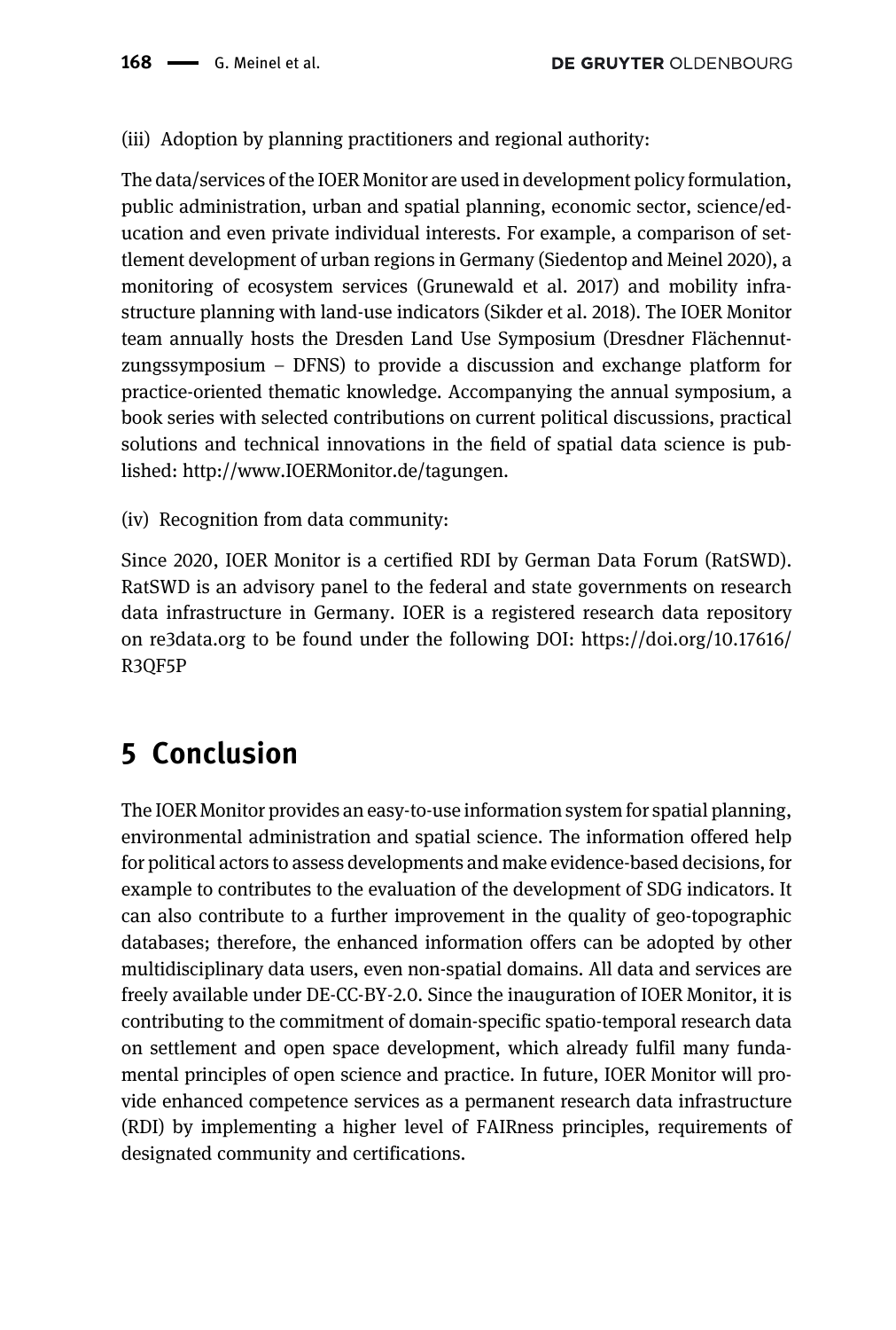(iii) Adoption by planning practitioners and regional authority:

The data/services of the IOER Monitor are used in development policy formulation, public administration, urban and spatial planning, economic sector, science/education and even private individual interests. For example, a comparison of settlement development of urban regions in Germany (Siedentop and Meinel 2020), a monitoring of ecosystem services (Grunewald et al. 2017) and mobility infrastructure planning with land-use indicators (Sikder et al. 2018). The IOER Monitor team annually hosts the Dresden Land Use Symposium (Dresdner Flächennutzungssymposium – DFNS) to provide a discussion and exchange platform for practice-oriented thematic knowledge. Accompanying the annual symposium, a book series with selected contributions on current political discussions, practical solutions and technical innovations in the field of spatial data science is published: http://www.IOERMonitor.de/tagungen.

(iv) Recognition from data community:

Since 2020, IOER Monitor is a certified RDI by German Data Forum (RatSWD). RatSWD is an advisory panel to the federal and state governments on research data infrastructure in Germany. IOER is a registered research data repository on re3data.org to be found under the following DOI: https://doi.org/10.17616/R3QF5P

## 5 Conclusion

The IOER Monitor provides an easy-to-use information system for spatial planning, environmental administration and spatial science. The information offered help for political actors to assess developments and make evidence-based decisions, for example to contributes to the evaluation of the development of SDG indicators. It can also contribute to a further improvement in the quality of geo-topographic databases; therefore, the enhanced information offers can be adopted by other multidisciplinary data users, even non-spatial domains. All data and services are freely available under DE-CC-BY-2.0. Since the inauguration of IOER Monitor, it is contributing to the commitment of domain-specific spatio-temporal research data on settlement and open space development, which already fulfil many fundamental principles of open science and practice. In future, IOER Monitor will provide enhanced competence services as a permanent research data infrastructure (RDI) by implementing a higher level of FAIRness principles, requirements of designated community and certifications.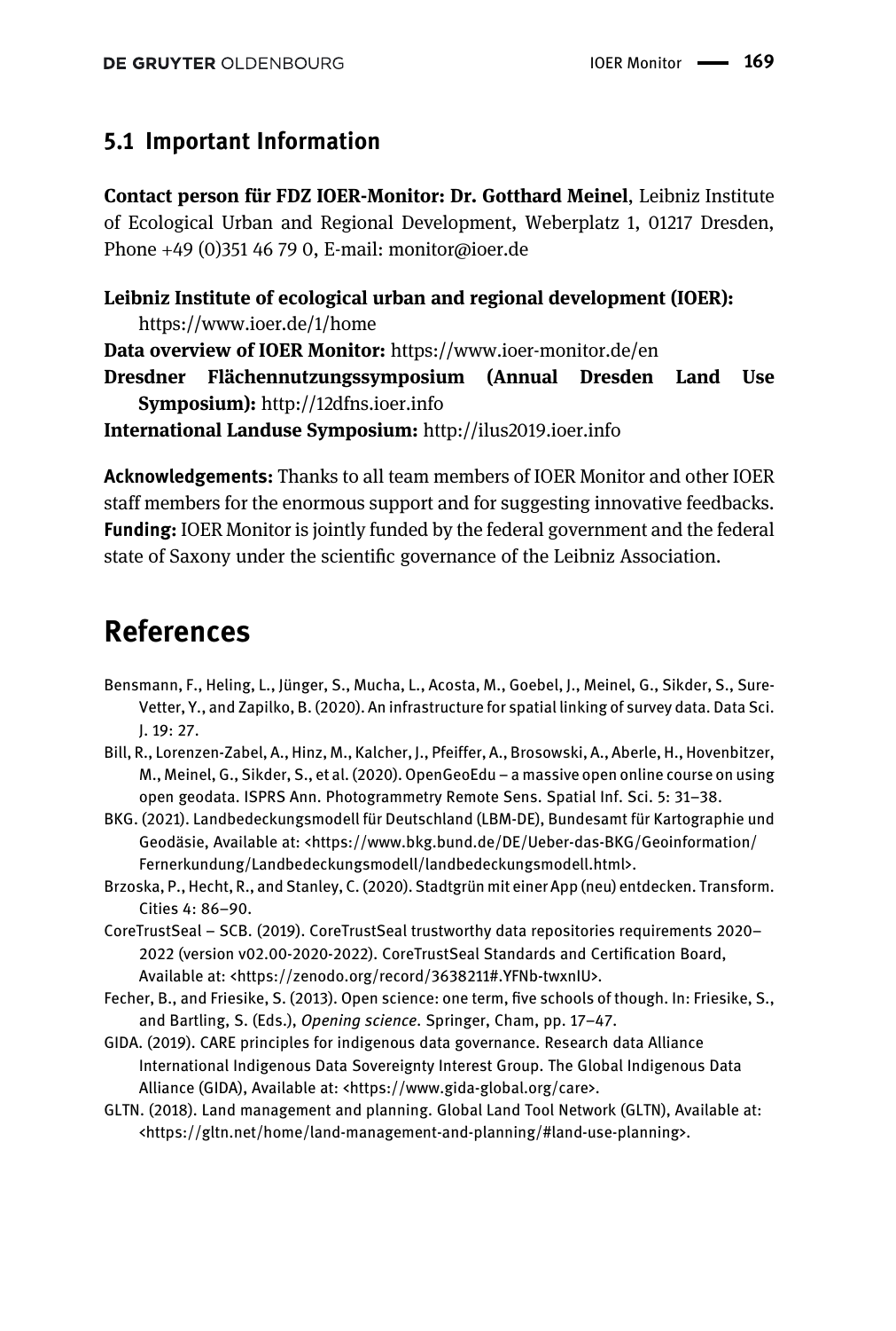## 5.1 Important Information

**Contact person für FDZ IOER-Monitor: Dr. Gotthard Meinel**, Leibniz Institute of Ecological Urban and Regional Development, Weberplatz 1, 01217 Dresden, Phone +49 (0)351 46 79 0, E-mail: monitor@ioer.de

**Leibniz Institute of ecological urban and regional development (IOER):** https://www.ioer.de/1/home
**Data overview of IOER Monitor:** https://www.ioer-monitor.de/en
**Dresdner Flächennutzungssymposium (Annual Dresden Land Use Symposium):** http://12dfns.ioer.info
**International Landuse Symposium:** http://ilus2019.ioer.info

**Acknowledgements:** Thanks to all team members of IOER Monitor and other IOER staff members for the enormous support and for suggesting innovative feedbacks.
**Funding:** IOER Monitor is jointly funded by the federal government and the federal state of Saxony under the scientific governance of the Leibniz Association.

# References

Bensmann, F., Heling, L., Jünger, S., Mucha, L., Acosta, M., Goebel, J., Meinel, G., Sikder, S., Sure-Vetter, Y., and Zapilko, B. (2020). An infrastructure for spatial linking of survey data. Data Sci. J. 19: 27.

Bill, R., Lorenzen-Zabel, A., Hinz, M., Kalcher, J., Pfeiffer, A., Brosowski, A., Aberle, H., Hovenbitzer, M., Meinel, G., Sikder, S., et al. (2020). OpenGeoEdu – a massive open online course on using open geodata. ISPRS Ann. Photogrammetry Remote Sens. Spatial Inf. Sci. 5: 31–38.

BKG. (2021). Landbedeckungsmodell für Deutschland (LBM-DE), Bundesamt für Kartographie und Geodäsie, Available at: <https://www.bkg.bund.de/DE/Ueber-das-BKG/Geoinformation/Fernerkundung/Landbedeckungsmodell/landbedeckungsmodell.html>.

Brzoska, P., Hecht, R., and Stanley, C. (2020). Stadtgrün mit einer App (neu) entdecken. Transform. Cities 4: 86–90.

CoreTrustSeal – SCB. (2019). CoreTrustSeal trustworthy data repositories requirements 2020–2022 (version v02.00-2020-2022). CoreTrustSeal Standards and Certification Board, Available at: <https://zenodo.org/record/3638211#.YFNb-twxnIU>.

Fecher, B., and Friesike, S. (2013). Open science: one term, five schools of though. In: Friesike, S., and Bartling, S. (Eds.), *Opening science*. Springer, Cham, pp. 17–47.

GIDA. (2019). CARE principles for indigenous data governance. Research data Alliance International Indigenous Data Sovereignty Interest Group. The Global Indigenous Data Alliance (GIDA), Available at: <https://www.gida-global.org/care>.

GLTN. (2018). Land management and planning. Global Land Tool Network (GLTN), Available at: <https://gltn.net/home/land-management-and-planning/#land-use-planning>.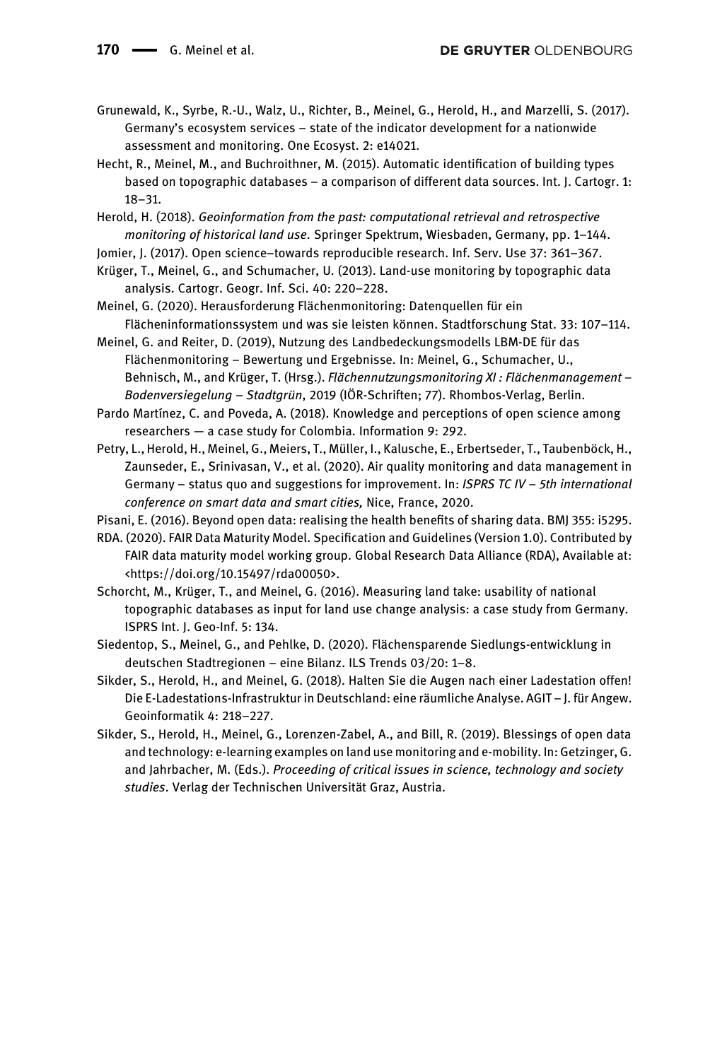Grunewald, K., Syrbe, R.-U., Walz, U., Richter, B., Meinel, G., Herold, H., and Marzelli, S. (2017). Germany's ecosystem services – state of the indicator development for a nationwide assessment and monitoring. One Ecosyst. 2: e14021.

Hecht, R., Meinel, M., and Buchroithner, M. (2015). Automatic identification of building types based on topographic databases – a comparison of different data sources. Int. J. Cartogr. 1: 18–31.

Herold, H. (2018). *Geoinformation from the past: computational retrieval and retrospective monitoring of historical land use.* Springer Spektrum, Wiesbaden, Germany, pp. 1–144.

Jomier, J. (2017). Open science–towards reproducible research. Inf. Serv. Use 37: 361–367.

Krüger, T., Meinel, G., and Schumacher, U. (2013). Land-use monitoring by topographic data analysis. Cartogr. Geogr. Inf. Sci. 40: 220–228.

Meinel, G. (2020). Herausforderung Flächenmonitoring: Datenquellen für ein Flächeninformationssystem und was sie leisten können. Stadtforschung Stat. 33: 107–114.

Meinel, G. and Reiter, D. (2019), Nutzung des Landbedeckungsmodells LBM-DE für das Flächenmonitoring – Bewertung und Ergebnisse. In: Meinel, G., Schumacher, U., Behnisch, M., and Krüger, T. (Hrsg.). *Flächennutzungsmonitoring XI : Flächenmanagement – Bodenversiegelung – Stadtgrün*, 2019 (IÖR-Schriften; 77). Rhombos-Verlag, Berlin.

Pardo Martínez, C. and Poveda, A. (2018). Knowledge and perceptions of open science among researchers — a case study for Colombia. Information 9: 292.

Petry, L., Herold, H., Meinel, G., Meiers, T., Müller, I., Kalusche, E., Erbertseder, T., Taubenböck, H., Zaunseder, E., Srinivasan, V., et al. (2020). Air quality monitoring and data management in Germany – status quo and suggestions for improvement. In: *ISPRS TC IV – 5th international conference on smart data and smart cities,* Nice, France, 2020.

Pisani, E. (2016). Beyond open data: realising the health benefits of sharing data. BMJ 355: i5295.

RDA. (2020). FAIR Data Maturity Model. Specification and Guidelines (Version 1.0). Contributed by FAIR data maturity model working group. Global Research Data Alliance (RDA), Available at: <https://doi.org/10.15497/rda00050>.

Schorcht, M., Krüger, T., and Meinel, G. (2016). Measuring land take: usability of national topographic databases as input for land use change analysis: a case study from Germany. ISPRS Int. J. Geo-Inf. 5: 134.

Siedentop, S., Meinel, G., and Pehlke, D. (2020). Flächensparende Siedlungs-entwicklung in deutschen Stadtregionen – eine Bilanz. ILS Trends 03/20: 1–8.

Sikder, S., Herold, H., and Meinel, G. (2018). Halten Sie die Augen nach einer Ladestation offen! Die E-Ladestations-Infrastruktur in Deutschland: eine räumliche Analyse. AGIT – J. für Angew. Geoinformatik 4: 218–227.

Sikder, S., Herold, H., Meinel, G., Lorenzen-Zabel, A., and Bill, R. (2019). Blessings of open data and technology: e-learning examples on land use monitoring and e-mobility. In: Getzinger, G. and Jahrbacher, M. (Eds.). *Proceeding of critical issues in science, technology and society studies*. Verlag der Technischen Universität Graz, Austria.